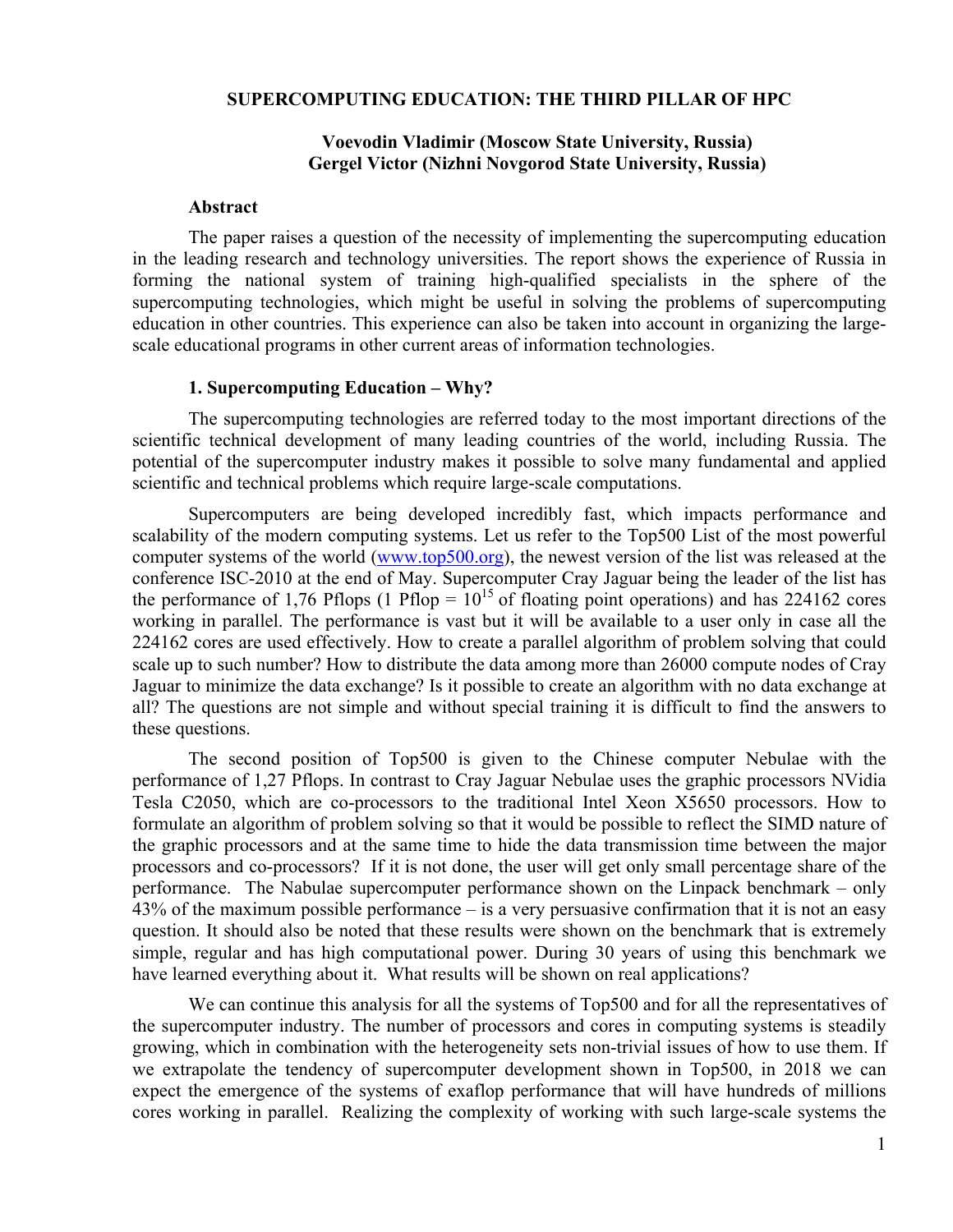# SUPERCOMPUTING EDUCATION: THE THIRD PILLAR OF HPC

**Voevodin Vladimir (Moscow State University, Russia)**
**Gergel Victor (Nizhni Novgorod State University, Russia)**

## Abstract

The paper raises a question of the necessity of implementing the supercomputing education in the leading research and technology universities. The report shows the experience of Russia in forming the national system of training high-qualified specialists in the sphere of the supercomputing technologies, which might be useful in solving the problems of supercomputing education in other countries. This experience can also be taken into account in organizing the large-scale educational programs in other current areas of information technologies.

## 1. Supercomputing Education – Why?

The supercomputing technologies are referred today to the most important directions of the scientific technical development of many leading countries of the world, including Russia. The potential of the supercomputer industry makes it possible to solve many fundamental and applied scientific and technical problems which require large-scale computations.

Supercomputers are being developed incredibly fast, which impacts performance and scalability of the modern computing systems. Let us refer to the Top500 List of the most powerful computer systems of the world (www.top500.org), the newest version of the list was released at the conference ISC-2010 at the end of May. Supercomputer Cray Jaguar being the leader of the list has the performance of 1,76 Pflops (1 Pflop = $10^{15}$ of floating point operations) and has 224162 cores working in parallel. The performance is vast but it will be available to a user only in case all the 224162 cores are used effectively. How to create a parallel algorithm of problem solving that could scale up to such number? How to distribute the data among more than 26000 compute nodes of Cray Jaguar to minimize the data exchange? Is it possible to create an algorithm with no data exchange at all? The questions are not simple and without special training it is difficult to find the answers to these questions.

The second position of Top500 is given to the Chinese computer Nebulae with the performance of 1,27 Pflops. In contrast to Cray Jaguar Nebulae uses the graphic processors NVidia Tesla C2050, which are co-processors to the traditional Intel Xeon X5650 processors. How to formulate an algorithm of problem solving so that it would be possible to reflect the SIMD nature of the graphic processors and at the same time to hide the data transmission time between the major processors and co-processors? If it is not done, the user will get only small percentage share of the performance. The Nabulae supercomputer performance shown on the Linpack benchmark – only 43% of the maximum possible performance – is a very persuasive confirmation that it is not an easy question. It should also be noted that these results were shown on the benchmark that is extremely simple, regular and has high computational power. During 30 years of using this benchmark we have learned everything about it. What results will be shown on real applications?

We can continue this analysis for all the systems of Top500 and for all the representatives of the supercomputer industry. The number of processors and cores in computing systems is steadily growing, which in combination with the heterogeneity sets non-trivial issues of how to use them. If we extrapolate the tendency of supercomputer development shown in Top500, in 2018 we can expect the emergence of the systems of exaflop performance that will have hundreds of millions cores working in parallel. Realizing the complexity of working with such large-scale systems the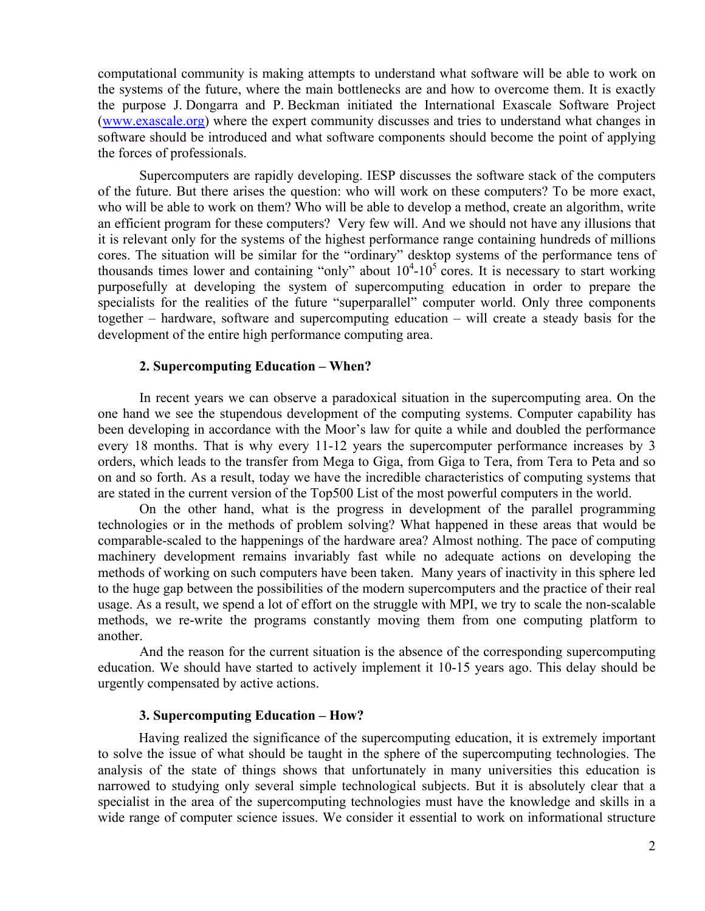computational community is making attempts to understand what software will be able to work on the systems of the future, where the main bottlenecks are and how to overcome them. It is exactly the purpose J. Dongarra and P. Beckman initiated the International Exascale Software Project (www.exascale.org) where the expert community discusses and tries to understand what changes in software should be introduced and what software components should become the point of applying the forces of professionals.

Supercomputers are rapidly developing. IESP discusses the software stack of the computers of the future. But there arises the question: who will work on these computers? To be more exact, who will be able to work on them? Who will be able to develop a method, create an algorithm, write an efficient program for these computers? Very few will. And we should not have any illusions that it is relevant only for the systems of the highest performance range containing hundreds of millions cores. The situation will be similar for the "ordinary" desktop systems of the performance tens of thousands times lower and containing "only" about $10^4$-$10^5$ cores. It is necessary to start working purposefully at developing the system of supercomputing education in order to prepare the specialists for the realities of the future "superparallel" computer world. Only three components together – hardware, software and supercomputing education – will create a steady basis for the development of the entire high performance computing area.

### 2. Supercomputing Education – When?

In recent years we can observe a paradoxical situation in the supercomputing area. On the one hand we see the stupendous development of the computing systems. Computer capability has been developing in accordance with the Moor's law for quite a while and doubled the performance every 18 months. That is why every 11-12 years the supercomputer performance increases by 3 orders, which leads to the transfer from Mega to Giga, from Giga to Tera, from Tera to Peta and so on and so forth. As a result, today we have the incredible characteristics of computing systems that are stated in the current version of the Top500 List of the most powerful computers in the world.

On the other hand, what is the progress in development of the parallel programming technologies or in the methods of problem solving? What happened in these areas that would be comparable-scaled to the happenings of the hardware area? Almost nothing. The pace of computing machinery development remains invariably fast while no adequate actions on developing the methods of working on such computers have been taken. Many years of inactivity in this sphere led to the huge gap between the possibilities of the modern supercomputers and the practice of their real usage. As a result, we spend a lot of effort on the struggle with MPI, we try to scale the non-scalable methods, we re-write the programs constantly moving them from one computing platform to another.

And the reason for the current situation is the absence of the corresponding supercomputing education. We should have started to actively implement it 10-15 years ago. This delay should be urgently compensated by active actions.

### 3. Supercomputing Education – How?

Having realized the significance of the supercomputing education, it is extremely important to solve the issue of what should be taught in the sphere of the supercomputing technologies. The analysis of the state of things shows that unfortunately in many universities this education is narrowed to studying only several simple technological subjects. But it is absolutely clear that a specialist in the area of the supercomputing technologies must have the knowledge and skills in a wide range of computer science issues. We consider it essential to work on informational structure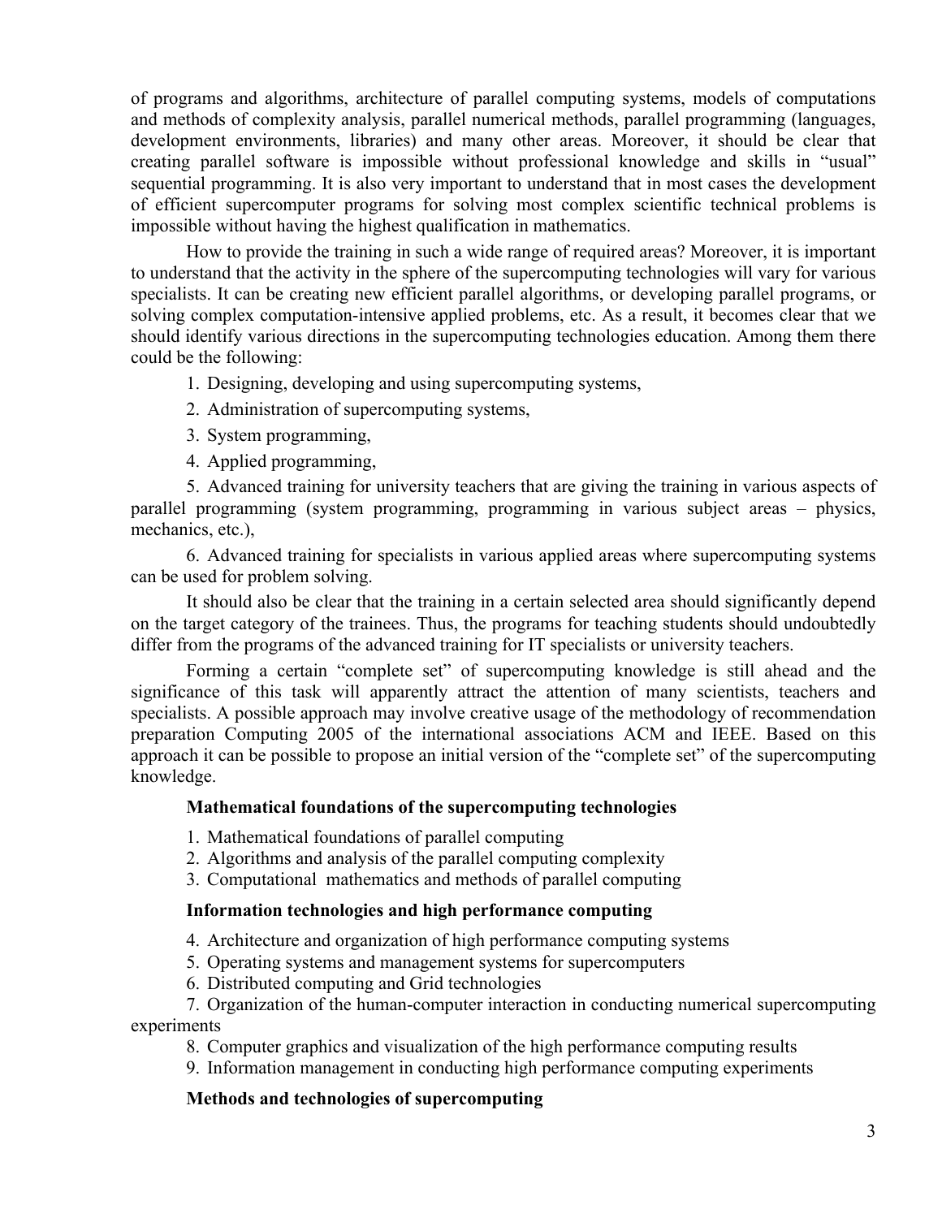of programs and algorithms, architecture of parallel computing systems, models of computations and methods of complexity analysis, parallel numerical methods, parallel programming (languages, development environments, libraries) and many other areas. Moreover, it should be clear that creating parallel software is impossible without professional knowledge and skills in "usual" sequential programming. It is also very important to understand that in most cases the development of efficient supercomputer programs for solving most complex scientific technical problems is impossible without having the highest qualification in mathematics.

How to provide the training in such a wide range of required areas? Moreover, it is important to understand that the activity in the sphere of the supercomputing technologies will vary for various specialists. It can be creating new efficient parallel algorithms, or developing parallel programs, or solving complex computation-intensive applied problems, etc. As a result, it becomes clear that we should identify various directions in the supercomputing technologies education. Among them there could be the following:

1. Designing, developing and using supercomputing systems,
2. Administration of supercomputing systems,
3. System programming,
4. Applied programming,
5. Advanced training for university teachers that are giving the training in various aspects of parallel programming (system programming, programming in various subject areas – physics, mechanics, etc.),
6. Advanced training for specialists in various applied areas where supercomputing systems can be used for problem solving.

It should also be clear that the training in a certain selected area should significantly depend on the target category of the trainees. Thus, the programs for teaching students should undoubtedly differ from the programs of the advanced training for IT specialists or university teachers.

Forming a certain "complete set" of supercomputing knowledge is still ahead and the significance of this task will apparently attract the attention of many scientists, teachers and specialists. A possible approach may involve creative usage of the methodology of recommendation preparation Computing 2005 of the international associations ACM and IEEE. Based on this approach it can be possible to propose an initial version of the "complete set" of the supercomputing knowledge.

**Mathematical foundations of the supercomputing technologies**

1. Mathematical foundations of parallel computing
2. Algorithms and analysis of the parallel computing complexity
3. Computational mathematics and methods of parallel computing

**Information technologies and high performance computing**

4. Architecture and organization of high performance computing systems
5. Operating systems and management systems for supercomputers
6. Distributed computing and Grid technologies
7. Organization of the human-computer interaction in conducting numerical supercomputing experiments
8. Computer graphics and visualization of the high performance computing results
9. Information management in conducting high performance computing experiments

**Methods and technologies of supercomputing**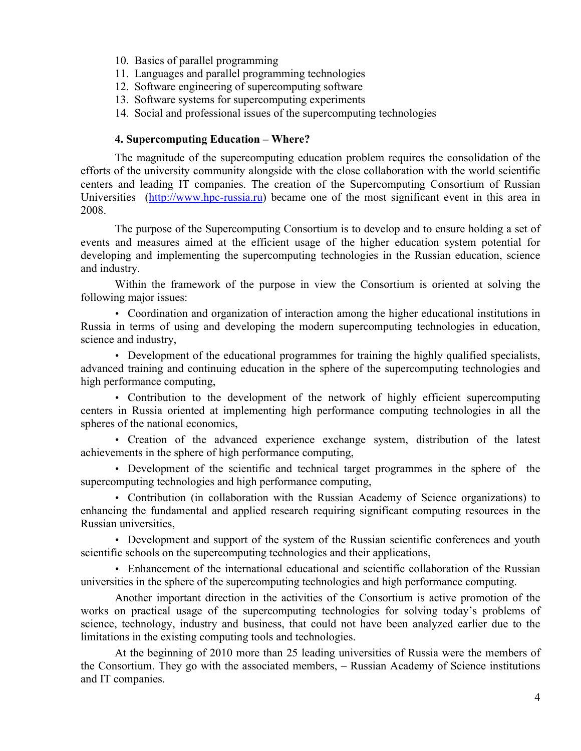10. Basics of parallel programming
11. Languages and parallel programming technologies
12. Software engineering of supercomputing software
13. Software systems for supercomputing experiments
14. Social and professional issues of the supercomputing technologies

### 4. Supercomputing Education – Where?

The magnitude of the supercomputing education problem requires the consolidation of the efforts of the university community alongside with the close collaboration with the world scientific centers and leading IT companies. The creation of the Supercomputing Consortium of Russian Universities (http://www.hpc-russia.ru) became one of the most significant event in this area in 2008.

The purpose of the Supercomputing Consortium is to develop and to ensure holding a set of events and measures aimed at the efficient usage of the higher education system potential for developing and implementing the supercomputing technologies in the Russian education, science and industry.

Within the framework of the purpose in view the Consortium is oriented at solving the following major issues:

- Coordination and organization of interaction among the higher educational institutions in Russia in terms of using and developing the modern supercomputing technologies in education, science and industry,
- Development of the educational programmes for training the highly qualified specialists, advanced training and continuing education in the sphere of the supercomputing technologies and high performance computing,
- Contribution to the development of the network of highly efficient supercomputing centers in Russia oriented at implementing high performance computing technologies in all the spheres of the national economics,
- Creation of the advanced experience exchange system, distribution of the latest achievements in the sphere of high performance computing,
- Development of the scientific and technical target programmes in the sphere of the supercomputing technologies and high performance computing,
- Contribution (in collaboration with the Russian Academy of Science organizations) to enhancing the fundamental and applied research requiring significant computing resources in the Russian universities,
- Development and support of the system of the Russian scientific conferences and youth scientific schools on the supercomputing technologies and their applications,
- Enhancement of the international educational and scientific collaboration of the Russian universities in the sphere of the supercomputing technologies and high performance computing.

Another important direction in the activities of the Consortium is active promotion of the works on practical usage of the supercomputing technologies for solving today's problems of science, technology, industry and business, that could not have been analyzed earlier due to the limitations in the existing computing tools and technologies.

At the beginning of 2010 more than 25 leading universities of Russia were the members of the Consortium. They go with the associated members, – Russian Academy of Science institutions and IT companies.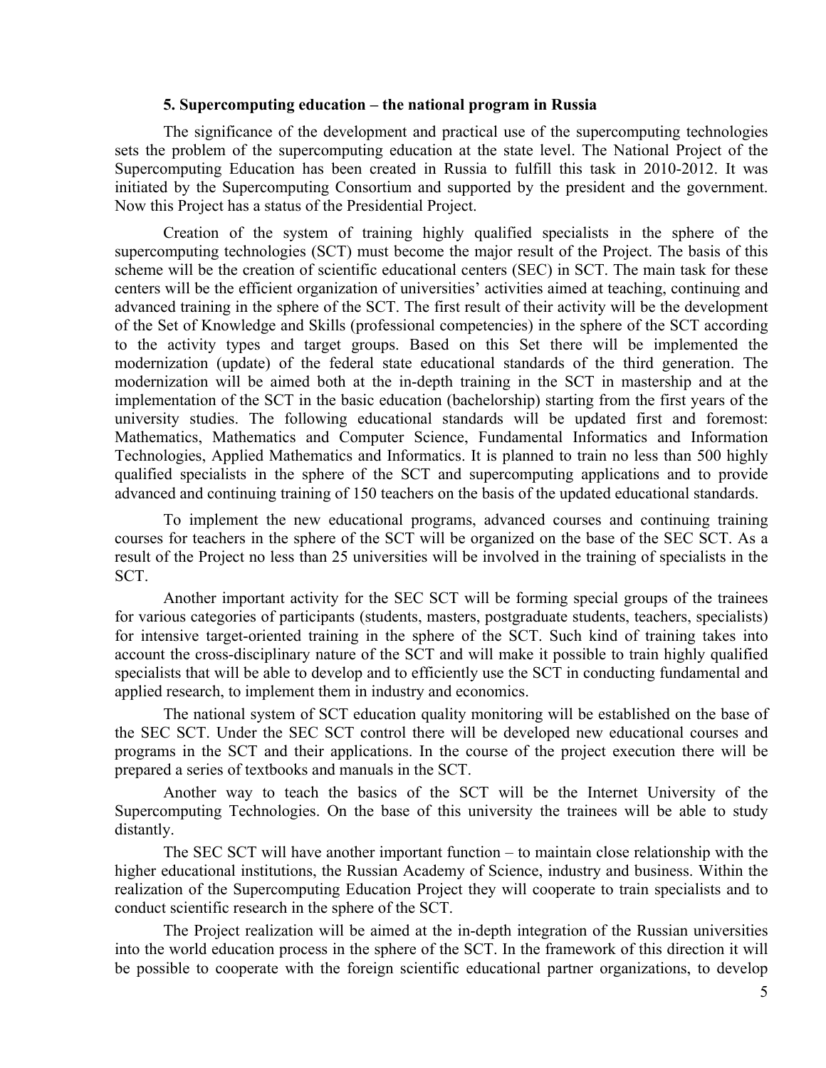### 5. Supercomputing education – the national program in Russia

The significance of the development and practical use of the supercomputing technologies sets the problem of the supercomputing education at the state level. The National Project of the Supercomputing Education has been created in Russia to fulfill this task in 2010-2012. It was initiated by the Supercomputing Consortium and supported by the president and the government. Now this Project has a status of the Presidential Project.

Creation of the system of training highly qualified specialists in the sphere of the supercomputing technologies (SCT) must become the major result of the Project. The basis of this scheme will be the creation of scientific educational centers (SEC) in SCT. The main task for these centers will be the efficient organization of universities' activities aimed at teaching, continuing and advanced training in the sphere of the SCT. The first result of their activity will be the development of the Set of Knowledge and Skills (professional competencies) in the sphere of the SCT according to the activity types and target groups. Based on this Set there will be implemented the modernization (update) of the federal state educational standards of the third generation. The modernization will be aimed both at the in-depth training in the SCT in mastership and at the implementation of the SCT in the basic education (bachelorship) starting from the first years of the university studies. The following educational standards will be updated first and foremost: Mathematics, Mathematics and Computer Science, Fundamental Informatics and Information Technologies, Applied Mathematics and Informatics. It is planned to train no less than 500 highly qualified specialists in the sphere of the SCT and supercomputing applications and to provide advanced and continuing training of 150 teachers on the basis of the updated educational standards.

To implement the new educational programs, advanced courses and continuing training courses for teachers in the sphere of the SCT will be organized on the base of the SEC SCT. As a result of the Project no less than 25 universities will be involved in the training of specialists in the SCT.

Another important activity for the SEC SCT will be forming special groups of the trainees for various categories of participants (students, masters, postgraduate students, teachers, specialists) for intensive target-oriented training in the sphere of the SCT. Such kind of training takes into account the cross-disciplinary nature of the SCT and will make it possible to train highly qualified specialists that will be able to develop and to efficiently use the SCT in conducting fundamental and applied research, to implement them in industry and economics.

The national system of SCT education quality monitoring will be established on the base of the SEC SCT. Under the SEC SCT control there will be developed new educational courses and programs in the SCT and their applications. In the course of the project execution there will be prepared a series of textbooks and manuals in the SCT.

Another way to teach the basics of the SCT will be the Internet University of the Supercomputing Technologies. On the base of this university the trainees will be able to study distantly.

The SEC SCT will have another important function – to maintain close relationship with the higher educational institutions, the Russian Academy of Science, industry and business. Within the realization of the Supercomputing Education Project they will cooperate to train specialists and to conduct scientific research in the sphere of the SCT.

The Project realization will be aimed at the in-depth integration of the Russian universities into the world education process in the sphere of the SCT. In the framework of this direction it will be possible to cooperate with the foreign scientific educational partner organizations, to develop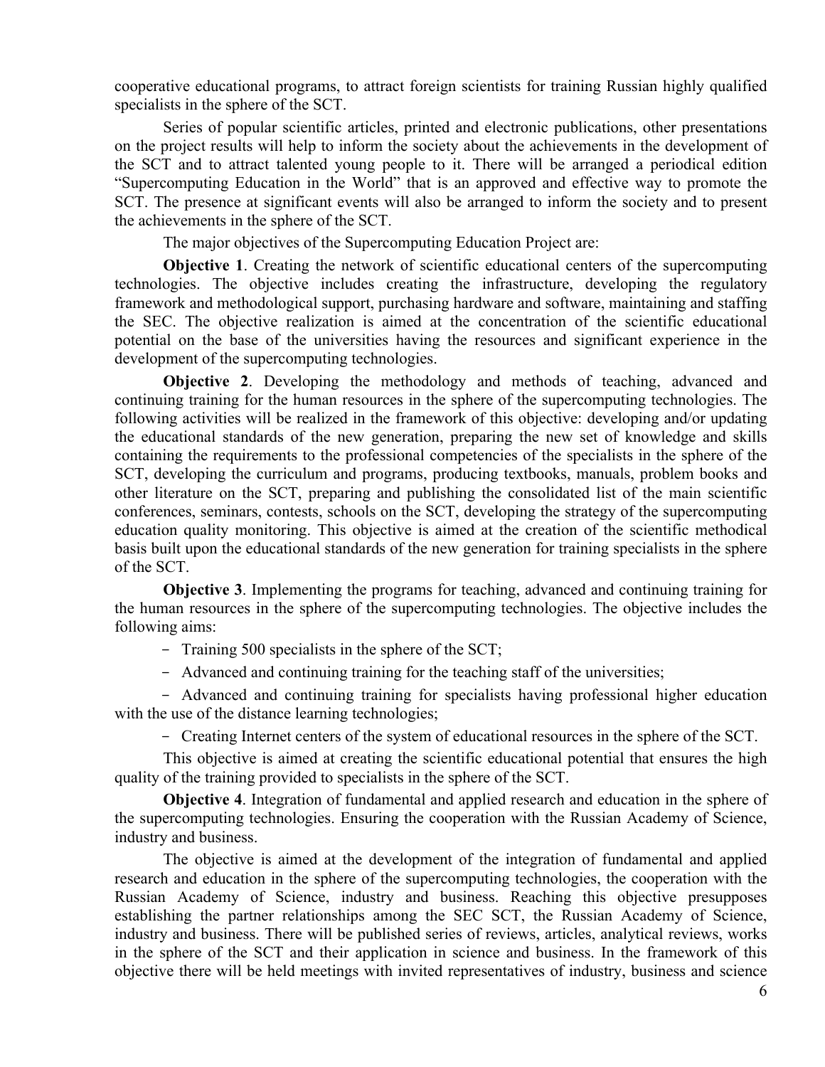cooperative educational programs, to attract foreign scientists for training Russian highly qualified specialists in the sphere of the SCT.

Series of popular scientific articles, printed and electronic publications, other presentations on the project results will help to inform the society about the achievements in the development of the SCT and to attract talented young people to it. There will be arranged a periodical edition "Supercomputing Education in the World" that is an approved and effective way to promote the SCT. The presence at significant events will also be arranged to inform the society and to present the achievements in the sphere of the SCT.

The major objectives of the Supercomputing Education Project are:

**Objective 1**. Creating the network of scientific educational centers of the supercomputing technologies. The objective includes creating the infrastructure, developing the regulatory framework and methodological support, purchasing hardware and software, maintaining and staffing the SEC. The objective realization is aimed at the concentration of the scientific educational potential on the base of the universities having the resources and significant experience in the development of the supercomputing technologies.

**Objective 2**. Developing the methodology and methods of teaching, advanced and continuing training for the human resources in the sphere of the supercomputing technologies. The following activities will be realized in the framework of this objective: developing and/or updating the educational standards of the new generation, preparing the new set of knowledge and skills containing the requirements to the professional competencies of the specialists in the sphere of the SCT, developing the curriculum and programs, producing textbooks, manuals, problem books and other literature on the SCT, preparing and publishing the consolidated list of the main scientific conferences, seminars, contests, schools on the SCT, developing the strategy of the supercomputing education quality monitoring. This objective is aimed at the creation of the scientific methodical basis built upon the educational standards of the new generation for training specialists in the sphere of the SCT.

**Objective 3**. Implementing the programs for teaching, advanced and continuing training for the human resources in the sphere of the supercomputing technologies. The objective includes the following aims:

- Training 500 specialists in the sphere of the SCT;
- Advanced and continuing training for the teaching staff of the universities;
- Advanced and continuing training for specialists having professional higher education with the use of the distance learning technologies;
- Creating Internet centers of the system of educational resources in the sphere of the SCT.

This objective is aimed at creating the scientific educational potential that ensures the high quality of the training provided to specialists in the sphere of the SCT.

**Objective 4**. Integration of fundamental and applied research and education in the sphere of the supercomputing technologies. Ensuring the cooperation with the Russian Academy of Science, industry and business.

The objective is aimed at the development of the integration of fundamental and applied research and education in the sphere of the supercomputing technologies, the cooperation with the Russian Academy of Science, industry and business. Reaching this objective presupposes establishing the partner relationships among the SEC SCT, the Russian Academy of Science, industry and business. There will be published series of reviews, articles, analytical reviews, works in the sphere of the SCT and their application in science and business. In the framework of this objective there will be held meetings with invited representatives of industry, business and science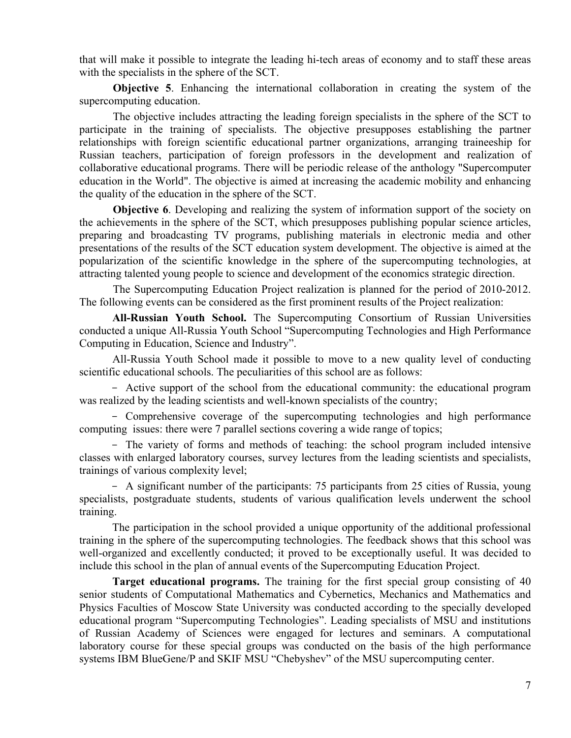that will make it possible to integrate the leading hi-tech areas of economy and to staff these areas with the specialists in the sphere of the SCT.

**Objective 5**. Enhancing the international collaboration in creating the system of the supercomputing education.

The objective includes attracting the leading foreign specialists in the sphere of the SCT to participate in the training of specialists. The objective presupposes establishing the partner relationships with foreign scientific educational partner organizations, arranging traineeship for Russian teachers, participation of foreign professors in the development and realization of collaborative educational programs. There will be periodic release of the anthology "Supercomputer education in the World". The objective is aimed at increasing the academic mobility and enhancing the quality of the education in the sphere of the SCT.

**Objective 6**. Developing and realizing the system of information support of the society on the achievements in the sphere of the SCT, which presupposes publishing popular science articles, preparing and broadcasting TV programs, publishing materials in electronic media and other presentations of the results of the SCT education system development. The objective is aimed at the popularization of the scientific knowledge in the sphere of the supercomputing technologies, at attracting talented young people to science and development of the economics strategic direction.

The Supercomputing Education Project realization is planned for the period of 2010-2012. The following events can be considered as the first prominent results of the Project realization:

**All-Russian Youth School.** The Supercomputing Consortium of Russian Universities conducted a unique All-Russia Youth School "Supercomputing Technologies and High Performance Computing in Education, Science and Industry".

All-Russia Youth School made it possible to move to a new quality level of conducting scientific educational schools. The peculiarities of this school are as follows:

- Active support of the school from the educational community: the educational program was realized by the leading scientists and well-known specialists of the country;
- Comprehensive coverage of the supercomputing technologies and high performance computing issues: there were 7 parallel sections covering a wide range of topics;
- The variety of forms and methods of teaching: the school program included intensive classes with enlarged laboratory courses, survey lectures from the leading scientists and specialists, trainings of various complexity level;
- A significant number of the participants: 75 participants from 25 cities of Russia, young specialists, postgraduate students, students of various qualification levels underwent the school training.

The participation in the school provided a unique opportunity of the additional professional training in the sphere of the supercomputing technologies. The feedback shows that this school was well-organized and excellently conducted; it proved to be exceptionally useful. It was decided to include this school in the plan of annual events of the Supercomputing Education Project.

**Target educational programs.** The training for the first special group consisting of 40 senior students of Computational Mathematics and Cybernetics, Mechanics and Mathematics and Physics Faculties of Moscow State University was conducted according to the specially developed educational program "Supercomputing Technologies". Leading specialists of MSU and institutions of Russian Academy of Sciences were engaged for lectures and seminars. A computational laboratory course for these special groups was conducted on the basis of the high performance systems IBM BlueGene/P and SKIF MSU "Chebyshev" of the MSU supercomputing center.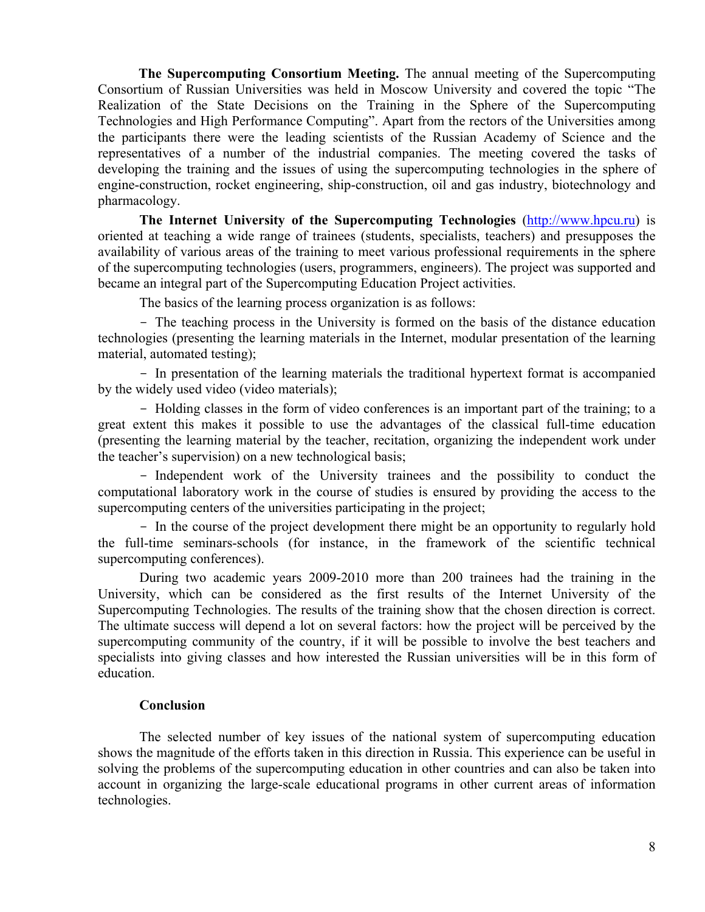**The Supercomputing Consortium Meeting.** The annual meeting of the Supercomputing Consortium of Russian Universities was held in Moscow University and covered the topic "The Realization of the State Decisions on the Training in the Sphere of the Supercomputing Technologies and High Performance Computing". Apart from the rectors of the Universities among the participants there were the leading scientists of the Russian Academy of Science and the representatives of a number of the industrial companies. The meeting covered the tasks of developing the training and the issues of using the supercomputing technologies in the sphere of engine-construction, rocket engineering, ship-construction, oil and gas industry, biotechnology and pharmacology.

**The Internet University of the Supercomputing Technologies** (http://www.hpcu.ru) is oriented at teaching a wide range of trainees (students, specialists, teachers) and presupposes the availability of various areas of the training to meet various professional requirements in the sphere of the supercomputing technologies (users, programmers, engineers). The project was supported and became an integral part of the Supercomputing Education Project activities.

The basics of the learning process organization is as follows:

- The teaching process in the University is formed on the basis of the distance education technologies (presenting the learning materials in the Internet, modular presentation of the learning material, automated testing);
- In presentation of the learning materials the traditional hypertext format is accompanied by the widely used video (video materials);
- Holding classes in the form of video conferences is an important part of the training; to a great extent this makes it possible to use the advantages of the classical full-time education (presenting the learning material by the teacher, recitation, organizing the independent work under the teacher's supervision) on a new technological basis;
- Independent work of the University trainees and the possibility to conduct the computational laboratory work in the course of studies is ensured by providing the access to the supercomputing centers of the universities participating in the project;
- In the course of the project development there might be an opportunity to regularly hold the full-time seminars-schools (for instance, in the framework of the scientific technical supercomputing conferences).

During two academic years 2009-2010 more than 200 trainees had the training in the University, which can be considered as the first results of the Internet University of the Supercomputing Technologies. The results of the training show that the chosen direction is correct. The ultimate success will depend a lot on several factors: how the project will be perceived by the supercomputing community of the country, if it will be possible to involve the best teachers and specialists into giving classes and how interested the Russian universities will be in this form of education.

## Conclusion

The selected number of key issues of the national system of supercomputing education shows the magnitude of the efforts taken in this direction in Russia. This experience can be useful in solving the problems of the supercomputing education in other countries and can also be taken into account in organizing the large-scale educational programs in other current areas of information technologies.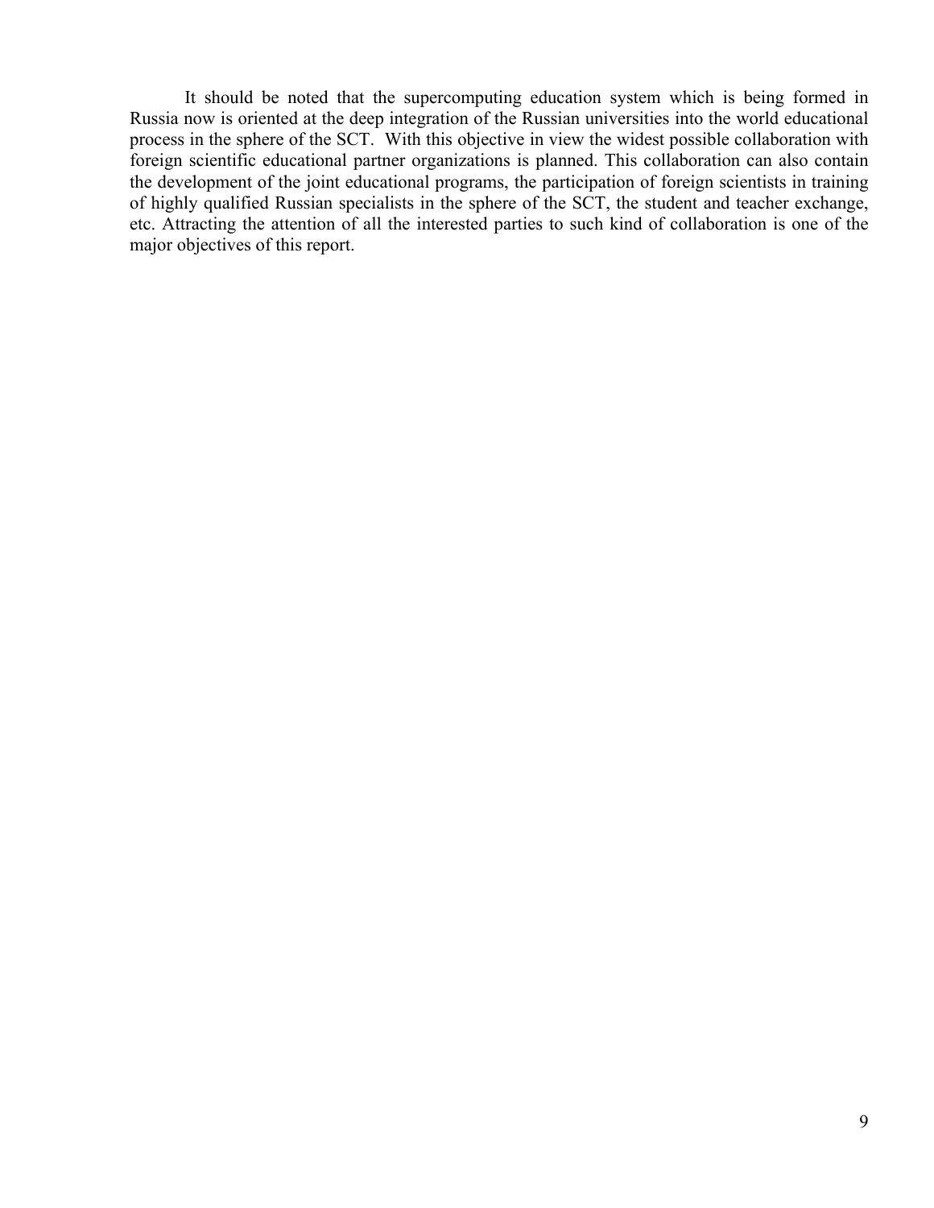It should be noted that the supercomputing education system which is being formed in Russia now is oriented at the deep integration of the Russian universities into the world educational process in the sphere of the SCT. With this objective in view the widest possible collaboration with foreign scientific educational partner organizations is planned. This collaboration can also contain the development of the joint educational programs, the participation of foreign scientists in training of highly qualified Russian specialists in the sphere of the SCT, the student and teacher exchange, etc. Attracting the attention of all the interested parties to such kind of collaboration is one of the major objectives of this report.